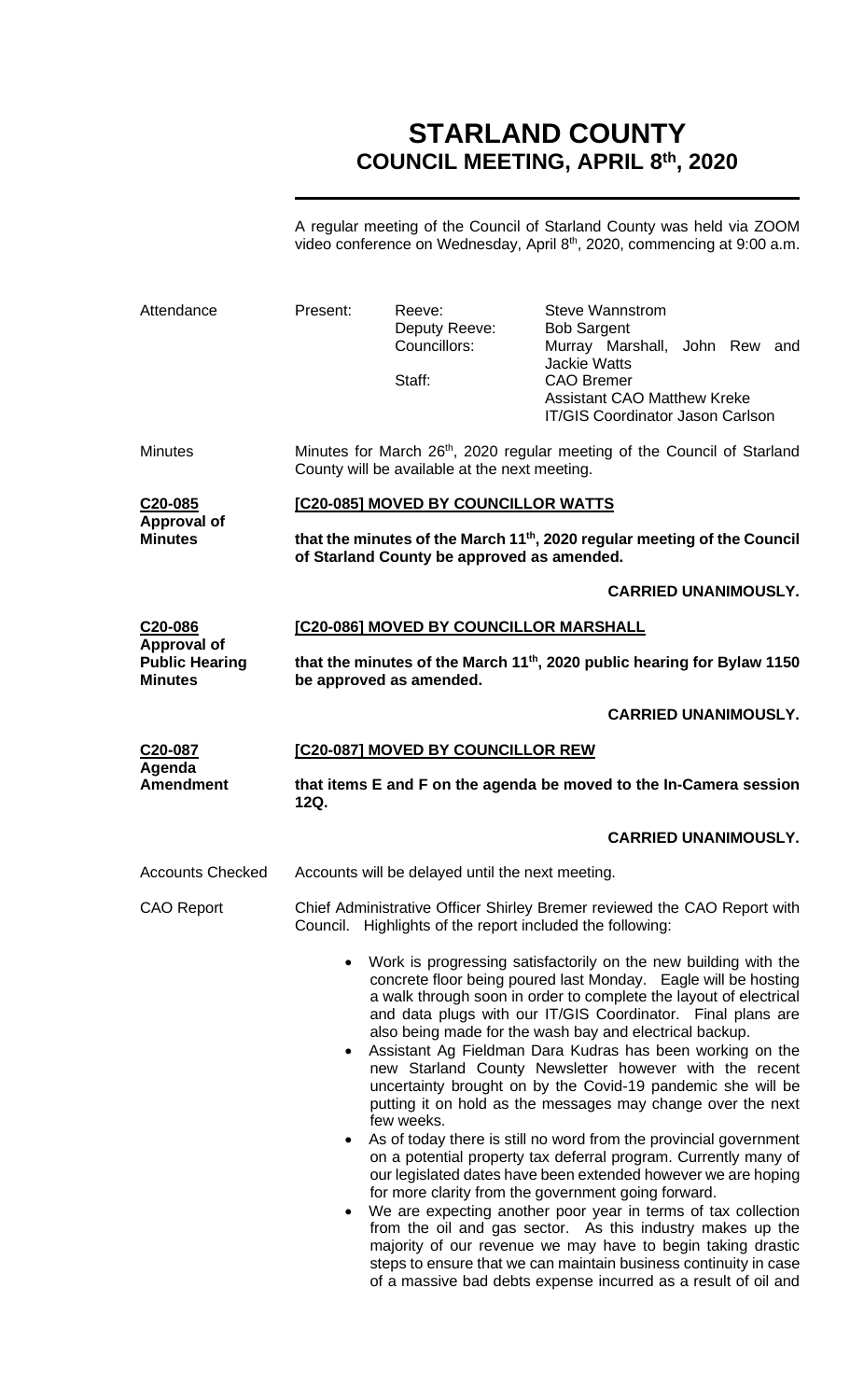# STARLAND COUNTY
## COUNCIL MEETING, APRIL 8th, 2020

A regular meeting of the Council of Starland County was held via ZOOM video conference on Wednesday, April 8th, 2020, commencing at 9:00 a.m.

**Attendance**

| Present: | Reeve: | Steve Wannstrom |
|---|---|---|
| | Deputy Reeve: | Bob Sargent |
| | Councillors: | Murray Marshall, John Rew and Jackie Watts |
| | Staff: | CAO Bremer |
| | | Assistant CAO Matthew Kreke |
| | | IT/GIS Coordinator Jason Carlson |

**Minutes**

Minutes for March 26th, 2020 regular meeting of the Council of Starland County will be available at the next meeting.

**C20-085 Approval of Minutes**

**[C20-085] MOVED BY COUNCILLOR WATTS**

**that the minutes of the March 11th, 2020 regular meeting of the Council of Starland County be approved as amended.**

**CARRIED UNANIMOUSLY.**

**C20-086 Approval of Public Hearing Minutes**

**[C20-086] MOVED BY COUNCILLOR MARSHALL**

**that the minutes of the March 11th, 2020 public hearing for Bylaw 1150 be approved as amended.**

**CARRIED UNANIMOUSLY.**

**C20-087 Agenda Amendment**

**[C20-087] MOVED BY COUNCILLOR REW**

**that items E and F on the agenda be moved to the In-Camera session 12Q.**

**CARRIED UNANIMOUSLY.**

**Accounts Checked**

Accounts will be delayed until the next meeting.

**CAO Report**

Chief Administrative Officer Shirley Bremer reviewed the CAO Report with Council. Highlights of the report included the following:

- Work is progressing satisfactorily on the new building with the concrete floor being poured last Monday. Eagle will be hosting a walk through soon in order to complete the layout of electrical and data plugs with our IT/GIS Coordinator. Final plans are also being made for the wash bay and electrical backup.
- Assistant Ag Fieldman Dara Kudras has been working on the new Starland County Newsletter however with the recent uncertainty brought on by the Covid-19 pandemic she will be putting it on hold as the messages may change over the next few weeks.
- As of today there is still no word from the provincial government on a potential property tax deferral program. Currently many of our legislated dates have been extended however we are hoping for more clarity from the government going forward.
- We are expecting another poor year in terms of tax collection from the oil and gas sector. As this industry makes up the majority of our revenue we may have to begin taking drastic steps to ensure that we can maintain business continuity in case of a massive bad debts expense incurred as a result of oil and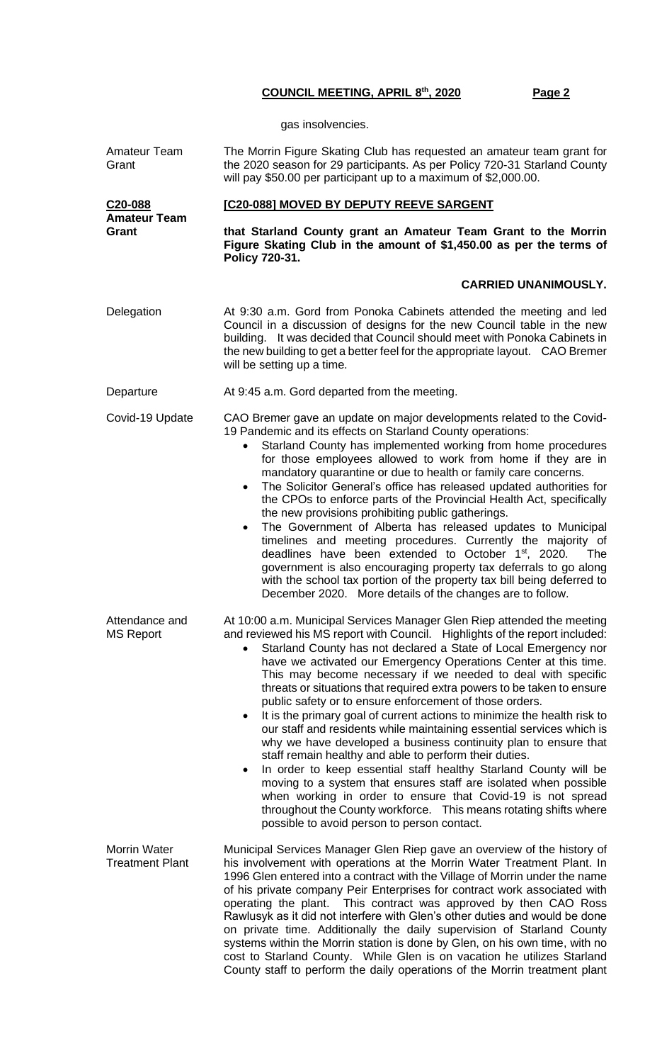gas insolvencies.

**Amateur Team Grant**

The Morrin Figure Skating Club has requested an amateur team grant for the 2020 season for 29 participants. As per Policy 720-31 Starland County will pay $50.00 per participant up to a maximum of $2,000.00.

**C20-088**
**Amateur Team Grant**

**[C20-088] MOVED BY DEPUTY REEVE SARGENT**

**that Starland County grant an Amateur Team Grant to the Morrin Figure Skating Club in the amount of $1,450.00 as per the terms of Policy 720-31.**

**CARRIED UNANIMOUSLY.**

**Delegation**

At 9:30 a.m. Gord from Ponoka Cabinets attended the meeting and led Council in a discussion of designs for the new Council table in the new building. It was decided that Council should meet with Ponoka Cabinets in the new building to get a better feel for the appropriate layout. CAO Bremer will be setting up a time.

**Departure**

At 9:45 a.m. Gord departed from the meeting.

**Covid-19 Update**

CAO Bremer gave an update on major developments related to the Covid-19 Pandemic and its effects on Starland County operations:

- Starland County has implemented working from home procedures for those employees allowed to work from home if they are in mandatory quarantine or due to health or family care concerns.
- The Solicitor General's office has released updated authorities for the CPOs to enforce parts of the Provincial Health Act, specifically the new provisions prohibiting public gatherings.
- The Government of Alberta has released updates to Municipal timelines and meeting procedures. Currently the majority of deadlines have been extended to October 1st, 2020. The government is also encouraging property tax deferrals to go along with the school tax portion of the property tax bill being deferred to December 2020. More details of the changes are to follow.

**Attendance and MS Report**

At 10:00 a.m. Municipal Services Manager Glen Riep attended the meeting and reviewed his MS report with Council. Highlights of the report included:

- Starland County has not declared a State of Local Emergency nor have we activated our Emergency Operations Center at this time. This may become necessary if we needed to deal with specific threats or situations that required extra powers to be taken to ensure public safety or to ensure enforcement of those orders.
- It is the primary goal of current actions to minimize the health risk to our staff and residents while maintaining essential services which is why we have developed a business continuity plan to ensure that staff remain healthy and able to perform their duties.
- In order to keep essential staff healthy Starland County will be moving to a system that ensures staff are isolated when possible when working in order to ensure that Covid-19 is not spread throughout the County workforce. This means rotating shifts where possible to avoid person to person contact.

**Morrin Water Treatment Plant**

Municipal Services Manager Glen Riep gave an overview of the history of his involvement with operations at the Morrin Water Treatment Plant. In 1996 Glen entered into a contract with the Village of Morrin under the name of his private company Peir Enterprises for contract work associated with operating the plant. This contract was approved by then CAO Ross Rawlusyk as it did not interfere with Glen's other duties and would be done on private time. Additionally the daily supervision of Starland County systems within the Morrin station is done by Glen, on his own time, with no cost to Starland County. While Glen is on vacation he utilizes Starland County staff to perform the daily operations of the Morrin treatment plant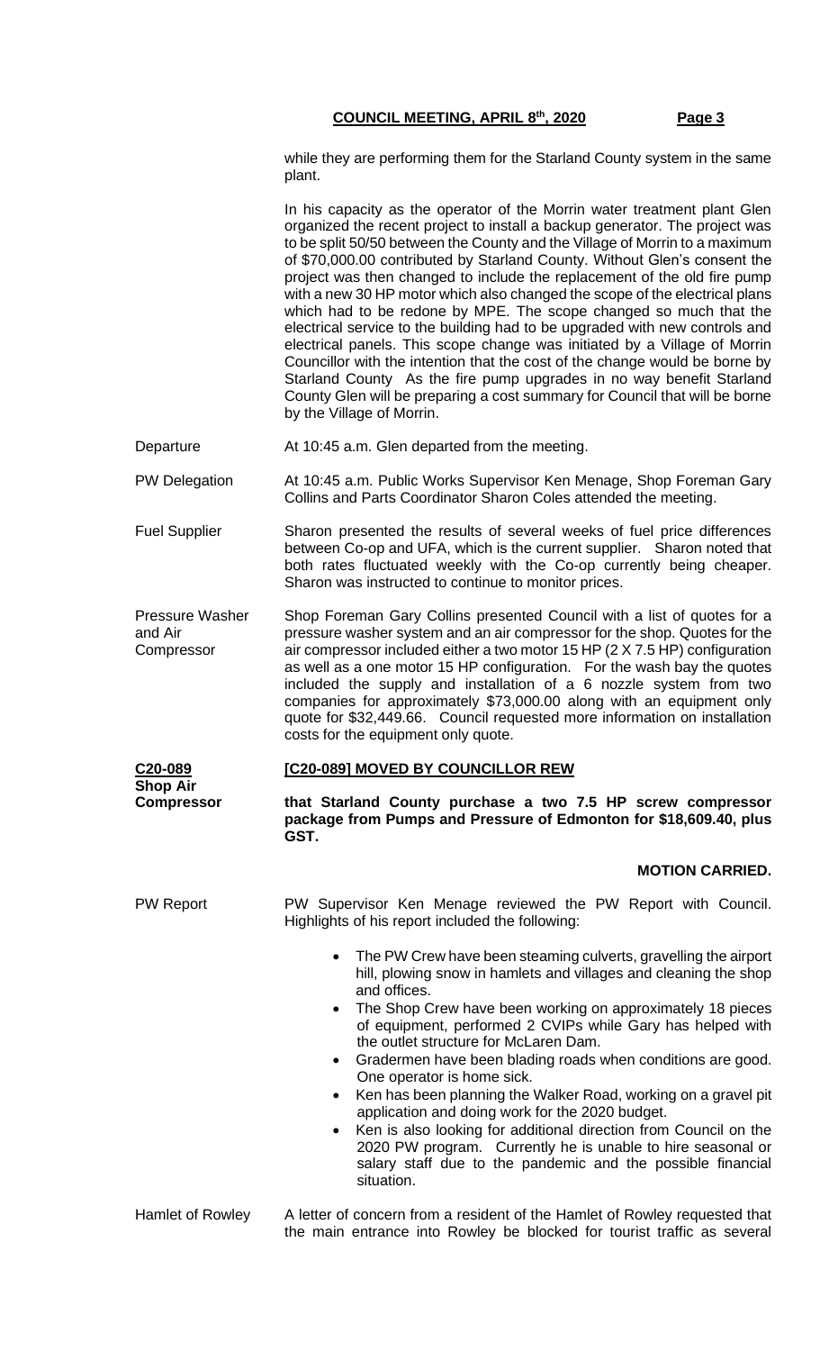while they are performing them for the Starland County system in the same plant.

In his capacity as the operator of the Morrin water treatment plant Glen organized the recent project to install a backup generator. The project was to be split 50/50 between the County and the Village of Morrin to a maximum of $70,000.00 contributed by Starland County. Without Glen's consent the project was then changed to include the replacement of the old fire pump with a new 30 HP motor which also changed the scope of the electrical plans which had to be redone by MPE. The scope changed so much that the electrical service to the building had to be upgraded with new controls and electrical panels. This scope change was initiated by a Village of Morrin Councillor with the intention that the cost of the change would be borne by Starland County. As the fire pump upgrades in no way benefit Starland County Glen will be preparing a cost summary for Council that will be borne by the Village of Morrin.

**Departure**

At 10:45 a.m. Glen departed from the meeting.

**PW Delegation**

At 10:45 a.m. Public Works Supervisor Ken Menage, Shop Foreman Gary Collins and Parts Coordinator Sharon Coles attended the meeting.

**Fuel Supplier**

Sharon presented the results of several weeks of fuel price differences between Co-op and UFA, which is the current supplier. Sharon noted that both rates fluctuated weekly with the Co-op currently being cheaper. Sharon was instructed to continue to monitor prices.

**Pressure Washer and Air Compressor**

Shop Foreman Gary Collins presented Council with a list of quotes for a pressure washer system and an air compressor for the shop. Quotes for the air compressor included either a two motor 15 HP (2 X 7.5 HP) configuration as well as a one motor 15 HP configuration. For the wash bay the quotes included the supply and installation of a 6 nozzle system from two companies for approximately $73,000.00 along with an equipment only quote for $32,449.66. Council requested more information on installation costs for the equipment only quote.

**C20-089**
**Shop Air Compressor**

**[C20-089] MOVED BY COUNCILLOR REW**

**that Starland County purchase a two 7.5 HP screw compressor package from Pumps and Pressure of Edmonton for $18,609.40, plus GST.**

**MOTION CARRIED.**

**PW Report**

PW Supervisor Ken Menage reviewed the PW Report with Council. Highlights of his report included the following:

- The PW Crew have been steaming culverts, gravelling the airport hill, plowing snow in hamlets and villages and cleaning the shop and offices.
- The Shop Crew have been working on approximately 18 pieces of equipment, performed 2 CVIPs while Gary has helped with the outlet structure for McLaren Dam.
- Gradermen have been blading roads when conditions are good. One operator is home sick.
- Ken has been planning the Walker Road, working on a gravel pit application and doing work for the 2020 budget.
- Ken is also looking for additional direction from Council on the 2020 PW program. Currently he is unable to hire seasonal or salary staff due to the pandemic and the possible financial situation.

**Hamlet of Rowley**

A letter of concern from a resident of the Hamlet of Rowley requested that the main entrance into Rowley be blocked for tourist traffic as several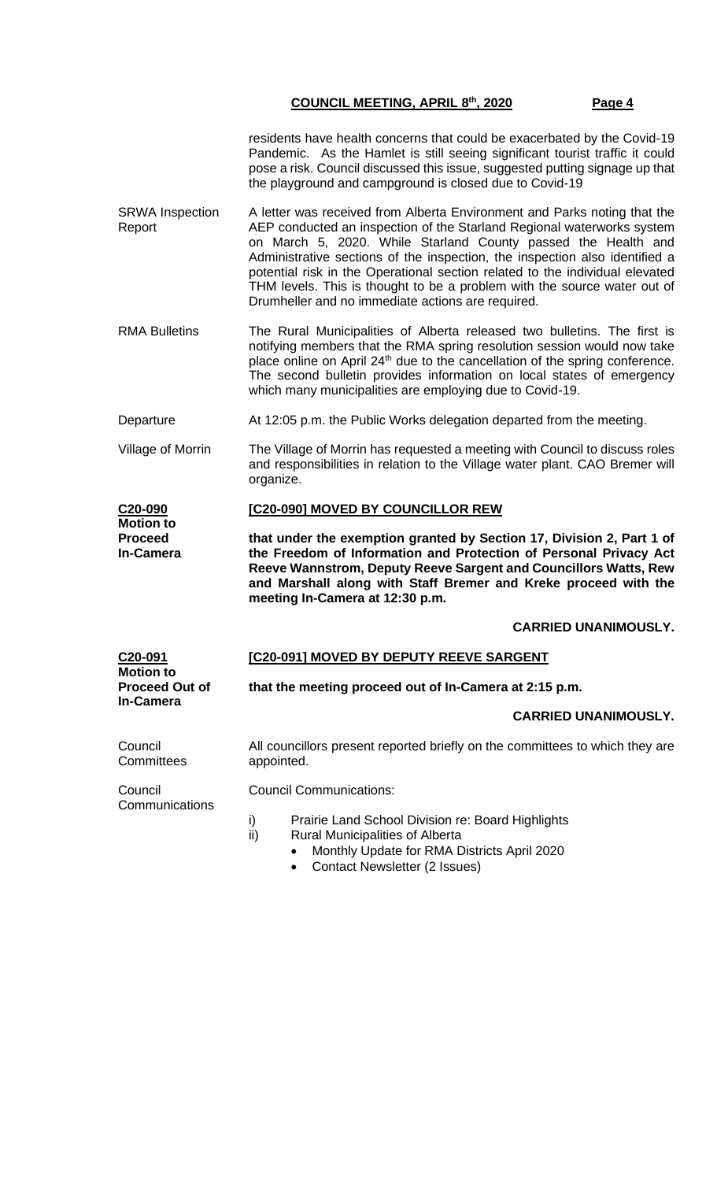residents have health concerns that could be exacerbated by the Covid-19 Pandemic. As the Hamlet is still seeing significant tourist traffic it could pose a risk. Council discussed this issue, suggested putting signage up that the playground and campground is closed due to Covid-19

**SRWA Inspection Report**

A letter was received from Alberta Environment and Parks noting that the AEP conducted an inspection of the Starland Regional waterworks system on March 5, 2020. While Starland County passed the Health and Administrative sections of the inspection, the inspection also identified a potential risk in the Operational section related to the individual elevated THM levels. This is thought to be a problem with the source water out of Drumheller and no immediate actions are required.

**RMA Bulletins**

The Rural Municipalities of Alberta released two bulletins. The first is notifying members that the RMA spring resolution session would now take place online on April 24th due to the cancellation of the spring conference. The second bulletin provides information on local states of emergency which many municipalities are employing due to Covid-19.

**Departure**

At 12:05 p.m. the Public Works delegation departed from the meeting.

**Village of Morrin**

The Village of Morrin has requested a meeting with Council to discuss roles and responsibilities in relation to the Village water plant. CAO Bremer will organize.

**C20-090 Motion to Proceed In-Camera**

**[C20-090] MOVED BY COUNCILLOR REW**

**that under the exemption granted by Section 17, Division 2, Part 1 of the Freedom of Information and Protection of Personal Privacy Act Reeve Wannstrom, Deputy Reeve Sargent and Councillors Watts, Rew and Marshall along with Staff Bremer and Kreke proceed with the meeting In-Camera at 12:30 p.m.**

**CARRIED UNANIMOUSLY.**

**C20-091 Motion to Proceed Out of In-Camera**

**[C20-091] MOVED BY DEPUTY REEVE SARGENT**

**that the meeting proceed out of In-Camera at 2:15 p.m.**

**CARRIED UNANIMOUSLY.**

**Council Committees**

All councillors present reported briefly on the committees to which they are appointed.

**Council Communications**

Council Communications:

i) Prairie Land School Division re: Board Highlights
ii) Rural Municipalities of Alberta
   - Monthly Update for RMA Districts April 2020
   - Contact Newsletter (2 Issues)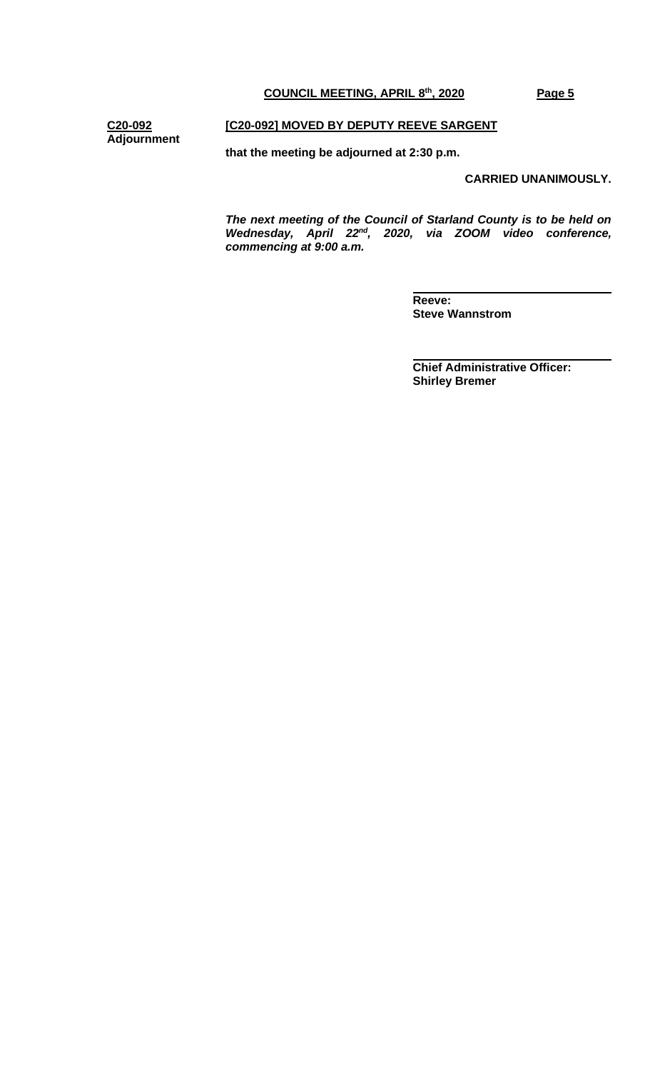**C20-092**
**Adjournment**

**[C20-092] MOVED BY DEPUTY REEVE SARGENT**

**that the meeting be adjourned at 2:30 p.m.**

**CARRIED UNANIMOUSLY.**

***The next meeting of the Council of Starland County is to be held on Wednesday, April 22nd, 2020, via ZOOM video conference, commencing at 9:00 a.m.***

**Reeve:**
**Steve Wannstrom**

**Chief Administrative Officer:**
**Shirley Bremer**